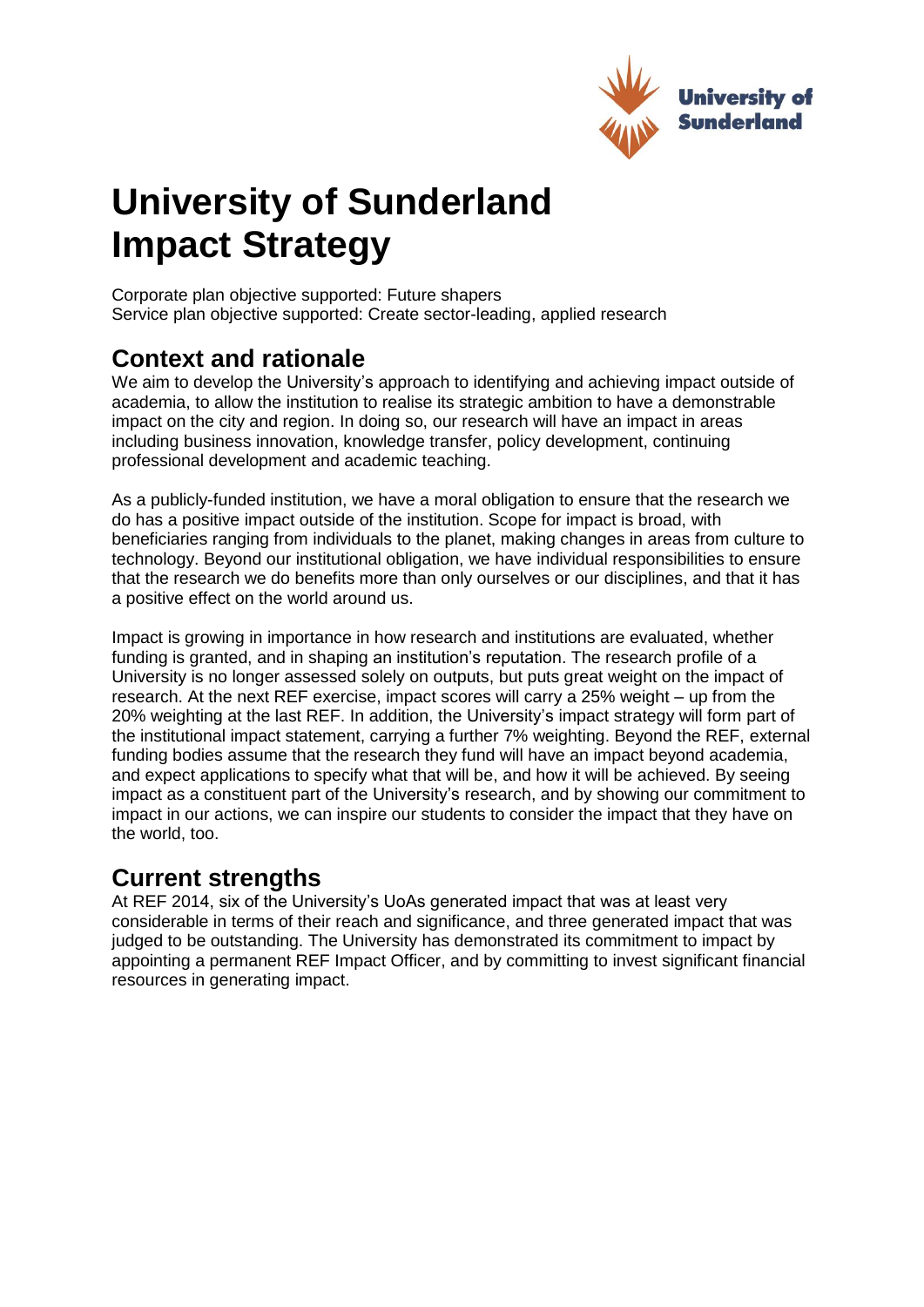# University of Sunderland Impact Strategy

Corporate plan objective supported: Future shapers
Service plan objective supported: Create sector-leading, applied research

## Context and rationale

We aim to develop the University's approach to identifying and achieving impact outside of academia, to allow the institution to realise its strategic ambition to have a demonstrable impact on the city and region. In doing so, our research will have an impact in areas including business innovation, knowledge transfer, policy development, continuing professional development and academic teaching.

As a publicly-funded institution, we have a moral obligation to ensure that the research we do has a positive impact outside of the institution. Scope for impact is broad, with beneficiaries ranging from individuals to the planet, making changes in areas from culture to technology. Beyond our institutional obligation, we have individual responsibilities to ensure that the research we do benefits more than only ourselves or our disciplines, and that it has a positive effect on the world around us.

Impact is growing in importance in how research and institutions are evaluated, whether funding is granted, and in shaping an institution's reputation. The research profile of a University is no longer assessed solely on outputs, but puts great weight on the impact of research. At the next REF exercise, impact scores will carry a 25% weight – up from the 20% weighting at the last REF. In addition, the University's impact strategy will form part of the institutional impact statement, carrying a further 7% weighting. Beyond the REF, external funding bodies assume that the research they fund will have an impact beyond academia, and expect applications to specify what that will be, and how it will be achieved. By seeing impact as a constituent part of the University's research, and by showing our commitment to impact in our actions, we can inspire our students to consider the impact that they have on the world, too.

## Current strengths

At REF 2014, six of the University's UoAs generated impact that was at least very considerable in terms of their reach and significance, and three generated impact that was judged to be outstanding. The University has demonstrated its commitment to impact by appointing a permanent REF Impact Officer, and by committing to invest significant financial resources in generating impact.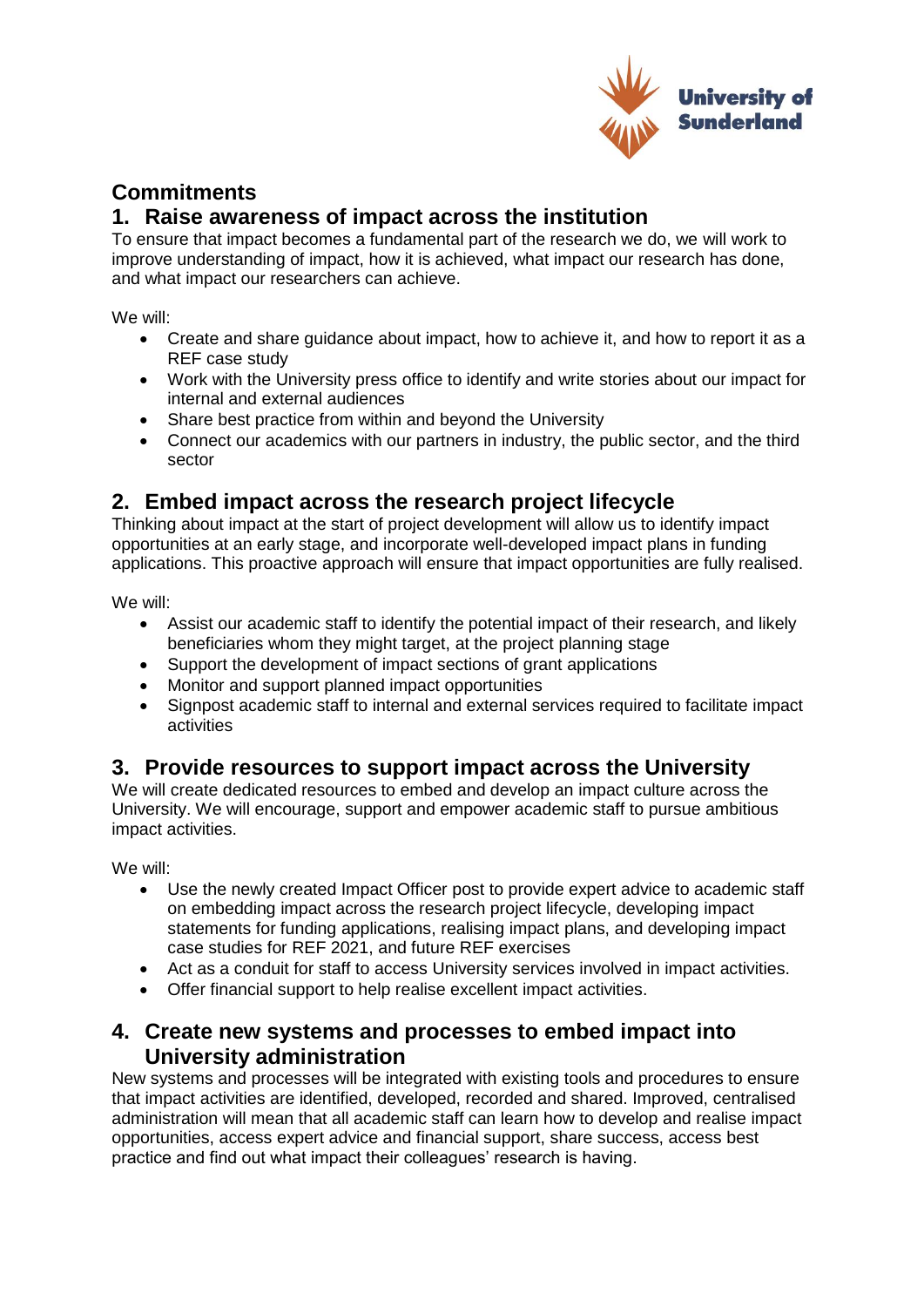## Commitments

### 1. Raise awareness of impact across the institution

To ensure that impact becomes a fundamental part of the research we do, we will work to improve understanding of impact, how it is achieved, what impact our research has done, and what impact our researchers can achieve.

We will:

- Create and share guidance about impact, how to achieve it, and how to report it as a REF case study
- Work with the University press office to identify and write stories about our impact for internal and external audiences
- Share best practice from within and beyond the University
- Connect our academics with our partners in industry, the public sector, and the third sector

### 2. Embed impact across the research project lifecycle

Thinking about impact at the start of project development will allow us to identify impact opportunities at an early stage, and incorporate well-developed impact plans in funding applications. This proactive approach will ensure that impact opportunities are fully realised.

We will:

- Assist our academic staff to identify the potential impact of their research, and likely beneficiaries whom they might target, at the project planning stage
- Support the development of impact sections of grant applications
- Monitor and support planned impact opportunities
- Signpost academic staff to internal and external services required to facilitate impact activities

### 3. Provide resources to support impact across the University

We will create dedicated resources to embed and develop an impact culture across the University. We will encourage, support and empower academic staff to pursue ambitious impact activities.

We will:

- Use the newly created Impact Officer post to provide expert advice to academic staff on embedding impact across the research project lifecycle, developing impact statements for funding applications, realising impact plans, and developing impact case studies for REF 2021, and future REF exercises
- Act as a conduit for staff to access University services involved in impact activities.
- Offer financial support to help realise excellent impact activities.

### 4. Create new systems and processes to embed impact into University administration

New systems and processes will be integrated with existing tools and procedures to ensure that impact activities are identified, developed, recorded and shared. Improved, centralised administration will mean that all academic staff can learn how to develop and realise impact opportunities, access expert advice and financial support, share success, access best practice and find out what impact their colleagues' research is having.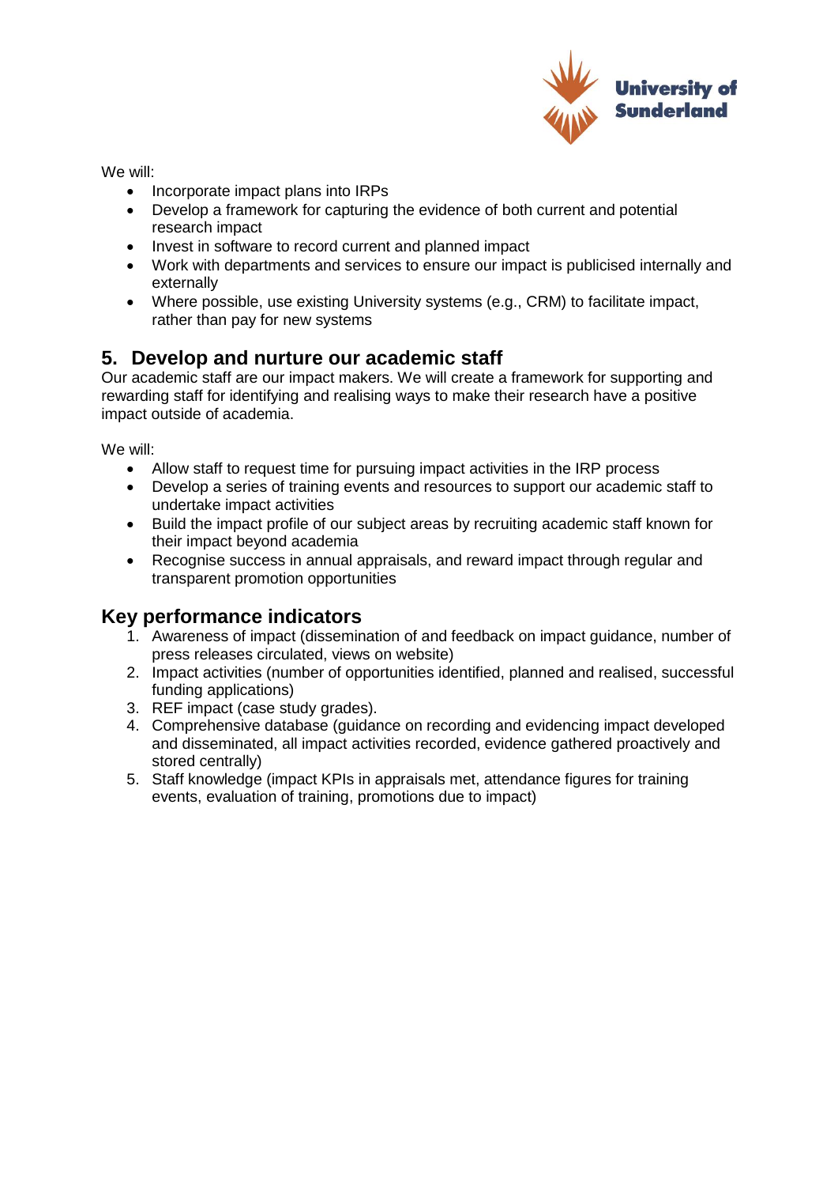We will:

- Incorporate impact plans into IRPs
- Develop a framework for capturing the evidence of both current and potential research impact
- Invest in software to record current and planned impact
- Work with departments and services to ensure our impact is publicised internally and externally
- Where possible, use existing University systems (e.g., CRM) to facilitate impact, rather than pay for new systems

## 5. Develop and nurture our academic staff

Our academic staff are our impact makers. We will create a framework for supporting and rewarding staff for identifying and realising ways to make their research have a positive impact outside of academia.

We will:

- Allow staff to request time for pursuing impact activities in the IRP process
- Develop a series of training events and resources to support our academic staff to undertake impact activities
- Build the impact profile of our subject areas by recruiting academic staff known for their impact beyond academia
- Recognise success in annual appraisals, and reward impact through regular and transparent promotion opportunities

## Key performance indicators

1. Awareness of impact (dissemination of and feedback on impact guidance, number of press releases circulated, views on website)
2. Impact activities (number of opportunities identified, planned and realised, successful funding applications)
3. REF impact (case study grades).
4. Comprehensive database (guidance on recording and evidencing impact developed and disseminated, all impact activities recorded, evidence gathered proactively and stored centrally)
5. Staff knowledge (impact KPIs in appraisals met, attendance figures for training events, evaluation of training, promotions due to impact)